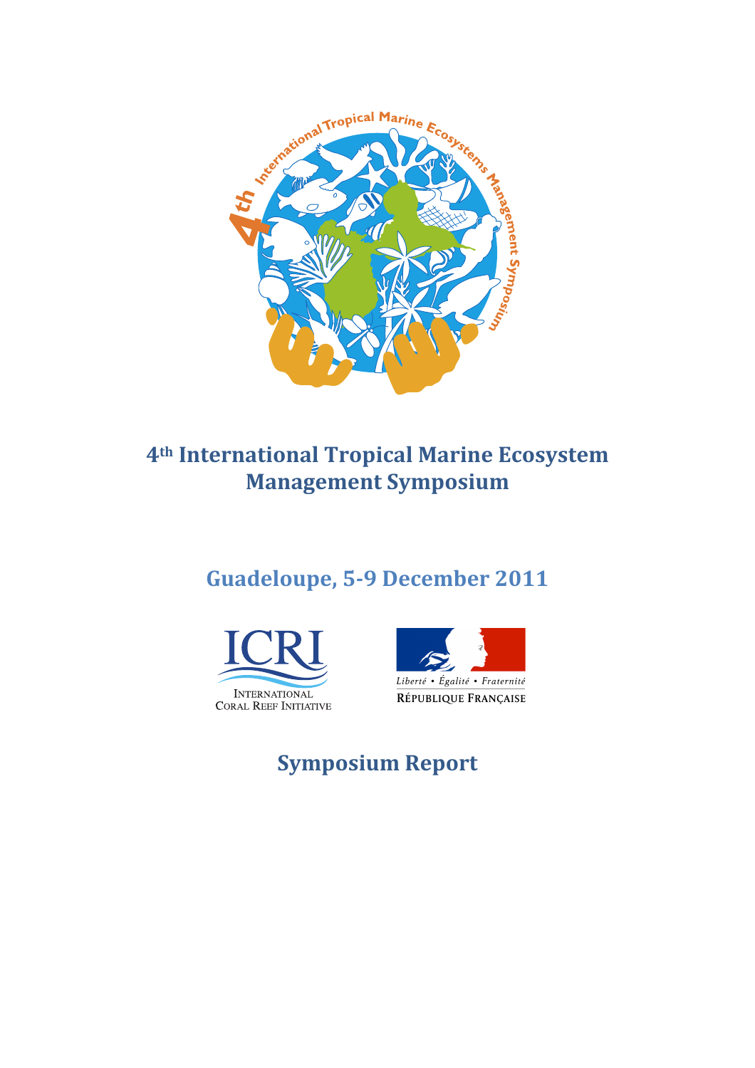# 4th International Tropical Marine Ecosystem Management Symposium

## Guadeloupe, 5-9 December 2011

## Symposium Report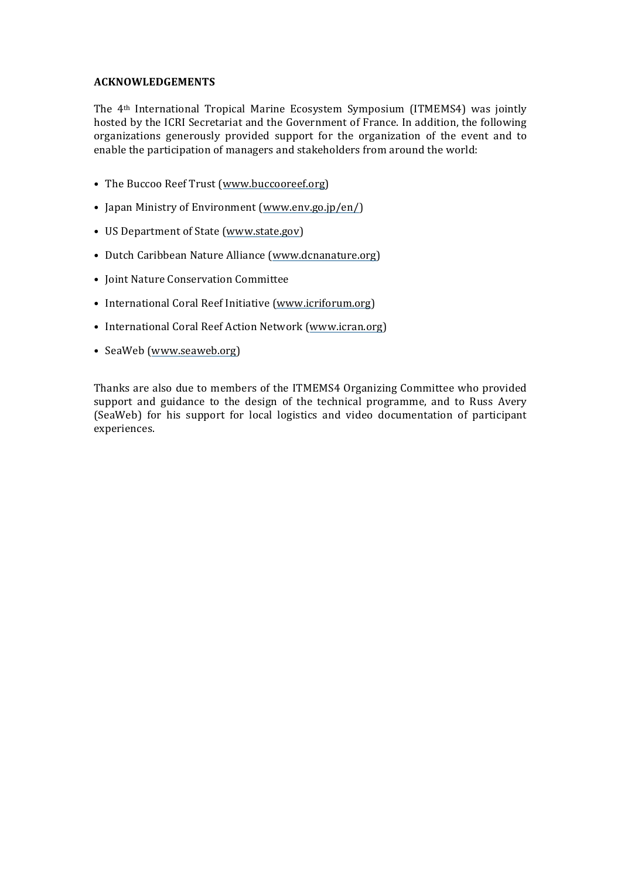## ACKNOWLEDGEMENTS

The 4th International Tropical Marine Ecosystem Symposium (ITMEMS4) was jointly hosted by the ICRI Secretariat and the Government of France. In addition, the following organizations generously provided support for the organization of the event and to enable the participation of managers and stakeholders from around the world:

- The Buccoo Reef Trust (www.buccooreef.org)
- Japan Ministry of Environment (www.env.go.jp/en/)
- US Department of State (www.state.gov)
- Dutch Caribbean Nature Alliance (www.dcnanature.org)
- Joint Nature Conservation Committee
- International Coral Reef Initiative (www.icriforum.org)
- International Coral Reef Action Network (www.icran.org)
- SeaWeb (www.seaweb.org)

Thanks are also due to members of the ITMEMS4 Organizing Committee who provided support and guidance to the design of the technical programme, and to Russ Avery (SeaWeb) for his support for local logistics and video documentation of participant experiences.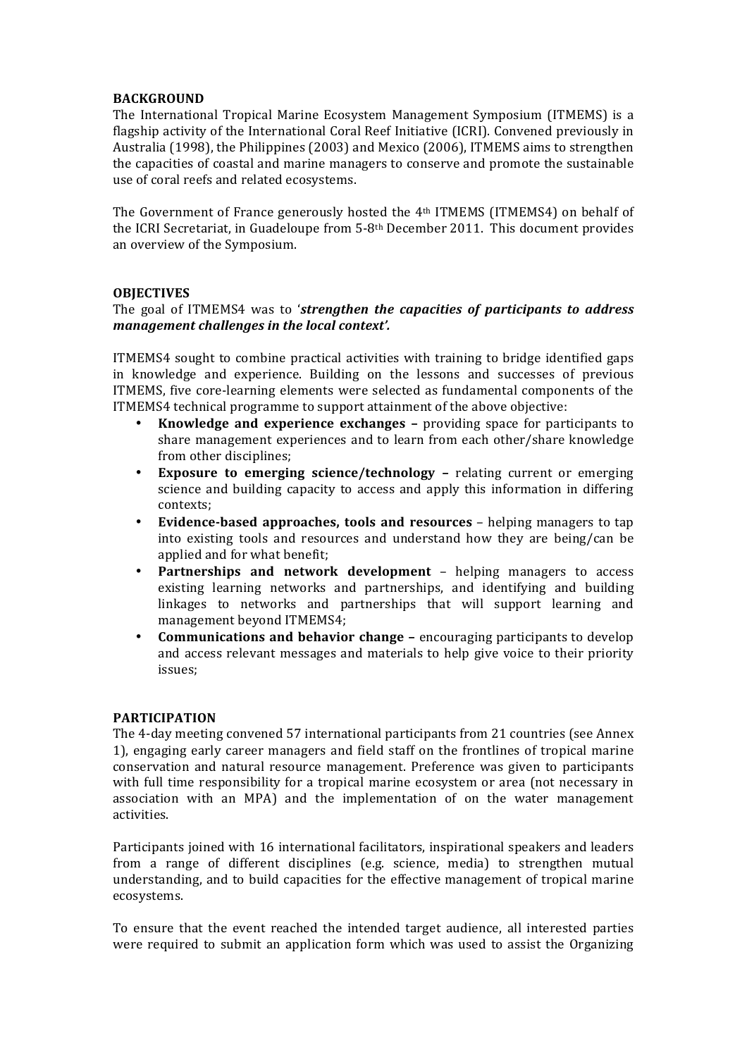## BACKGROUND

The International Tropical Marine Ecosystem Management Symposium (ITMEMS) is a flagship activity of the International Coral Reef Initiative (ICRI). Convened previously in Australia (1998), the Philippines (2003) and Mexico (2006), ITMEMS aims to strengthen the capacities of coastal and marine managers to conserve and promote the sustainable use of coral reefs and related ecosystems.

The Government of France generously hosted the 4th ITMEMS (ITMEMS4) on behalf of the ICRI Secretariat, in Guadeloupe from 5-8th December 2011. This document provides an overview of the Symposium.

## OBJECTIVES

The goal of ITMEMS4 was to '***strengthen the capacities of participants to address management challenges in the local context'.***

ITMEMS4 sought to combine practical activities with training to bridge identified gaps in knowledge and experience. Building on the lessons and successes of previous ITMEMS, five core-learning elements were selected as fundamental components of the ITMEMS4 technical programme to support attainment of the above objective:

- **Knowledge and experience exchanges –** providing space for participants to share management experiences and to learn from each other/share knowledge from other disciplines;
- **Exposure to emerging science/technology –** relating current or emerging science and building capacity to access and apply this information in differing contexts;
- **Evidence-based approaches, tools and resources** – helping managers to tap into existing tools and resources and understand how they are being/can be applied and for what benefit;
- **Partnerships and network development** – helping managers to access existing learning networks and partnerships, and identifying and building linkages to networks and partnerships that will support learning and management beyond ITMEMS4;
- **Communications and behavior change –** encouraging participants to develop and access relevant messages and materials to help give voice to their priority issues;

## PARTICIPATION

The 4-day meeting convened 57 international participants from 21 countries (see Annex 1), engaging early career managers and field staff on the frontlines of tropical marine conservation and natural resource management. Preference was given to participants with full time responsibility for a tropical marine ecosystem or area (not necessary in association with an MPA) and the implementation of on the water management activities.

Participants joined with 16 international facilitators, inspirational speakers and leaders from a range of different disciplines (e.g. science, media) to strengthen mutual understanding, and to build capacities for the effective management of tropical marine ecosystems.

To ensure that the event reached the intended target audience, all interested parties were required to submit an application form which was used to assist the Organizing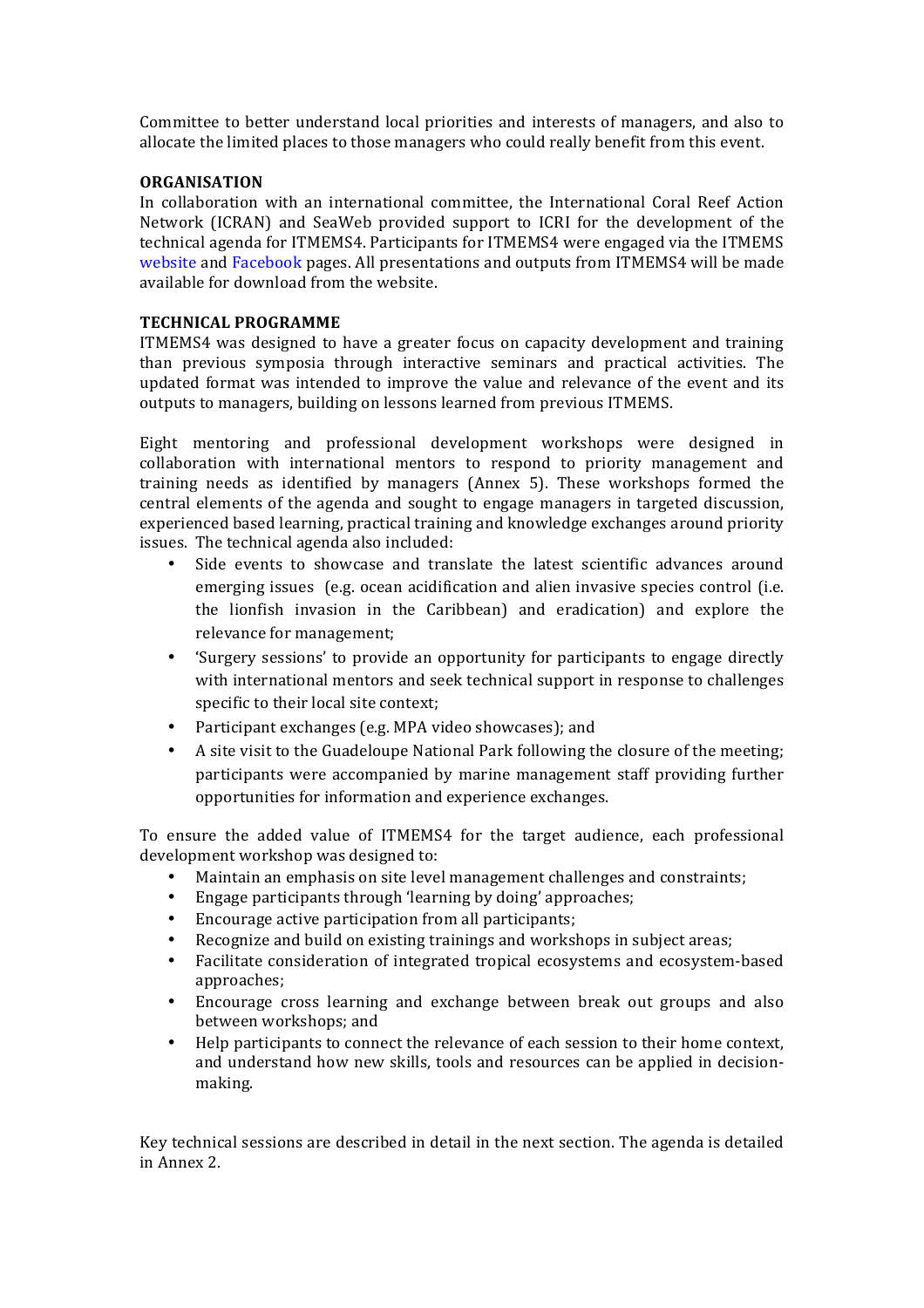Committee to better understand local priorities and interests of managers, and also to allocate the limited places to those managers who could really benefit from this event.

**ORGANISATION**

In collaboration with an international committee, the International Coral Reef Action Network (ICRAN) and SeaWeb provided support to ICRI for the development of the technical agenda for ITMEMS4. Participants for ITMEMS4 were engaged via the ITMEMS website and Facebook pages. All presentations and outputs from ITMEMS4 will be made available for download from the website.

**TECHNICAL PROGRAMME**

ITMEMS4 was designed to have a greater focus on capacity development and training than previous symposia through interactive seminars and practical activities. The updated format was intended to improve the value and relevance of the event and its outputs to managers, building on lessons learned from previous ITMEMS.

Eight mentoring and professional development workshops were designed in collaboration with international mentors to respond to priority management and training needs as identified by managers (Annex 5). These workshops formed the central elements of the agenda and sought to engage managers in targeted discussion, experienced based learning, practical training and knowledge exchanges around priority issues. The technical agenda also included:

- Side events to showcase and translate the latest scientific advances around emerging issues (e.g. ocean acidification and alien invasive species control (i.e. the lionfish invasion in the Caribbean) and eradication) and explore the relevance for management;
- 'Surgery sessions' to provide an opportunity for participants to engage directly with international mentors and seek technical support in response to challenges specific to their local site context;
- Participant exchanges (e.g. MPA video showcases); and
- A site visit to the Guadeloupe National Park following the closure of the meeting; participants were accompanied by marine management staff providing further opportunities for information and experience exchanges.

To ensure the added value of ITMEMS4 for the target audience, each professional development workshop was designed to:

- Maintain an emphasis on site level management challenges and constraints;
- Engage participants through 'learning by doing' approaches;
- Encourage active participation from all participants;
- Recognize and build on existing trainings and workshops in subject areas;
- Facilitate consideration of integrated tropical ecosystems and ecosystem-based approaches;
- Encourage cross learning and exchange between break out groups and also between workshops; and
- Help participants to connect the relevance of each session to their home context, and understand how new skills, tools and resources can be applied in decision-making.

Key technical sessions are described in detail in the next section. The agenda is detailed in Annex 2.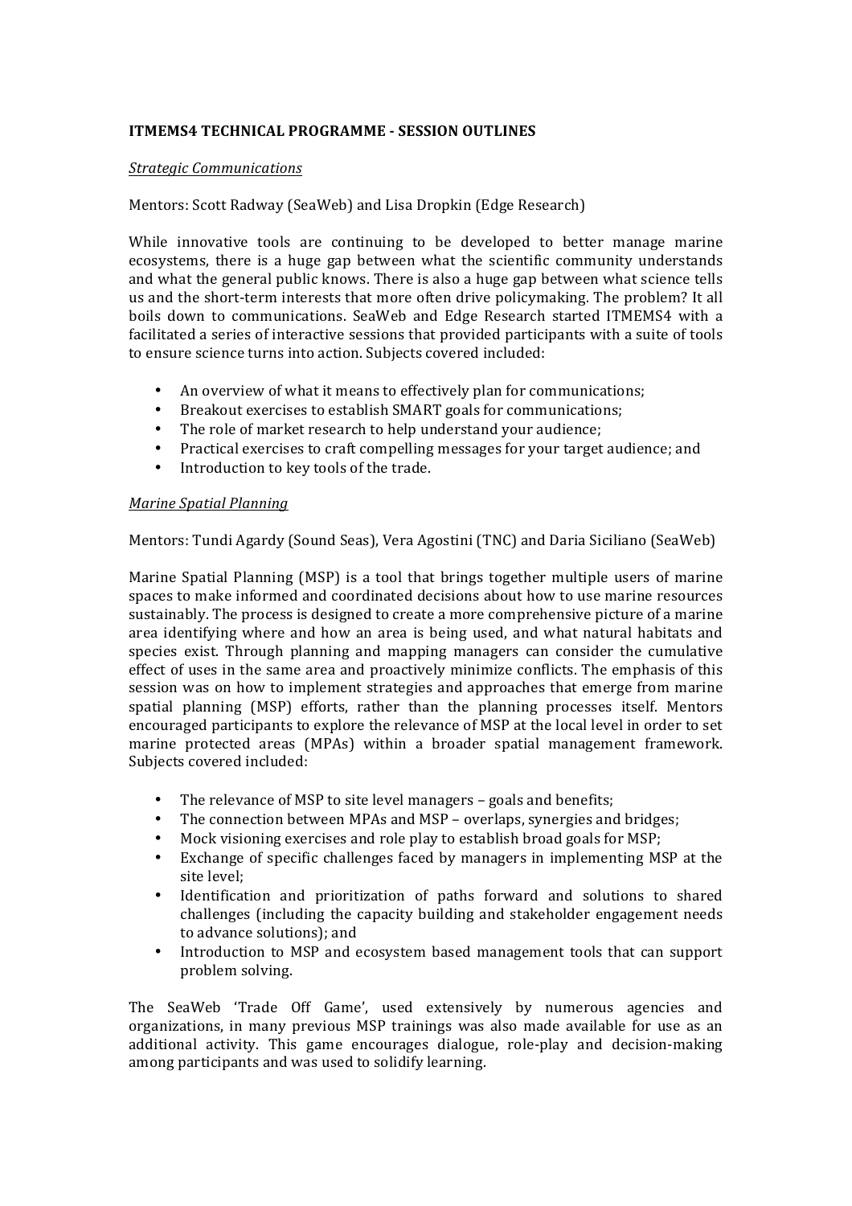**ITMEMS4 TECHNICAL PROGRAMME - SESSION OUTLINES**

*Strategic Communications*

Mentors: Scott Radway (SeaWeb) and Lisa Dropkin (Edge Research)

While innovative tools are continuing to be developed to better manage marine ecosystems, there is a huge gap between what the scientific community understands and what the general public knows. There is also a huge gap between what science tells us and the short-term interests that more often drive policymaking. The problem? It all boils down to communications. SeaWeb and Edge Research started ITMEMS4 with a facilitated a series of interactive sessions that provided participants with a suite of tools to ensure science turns into action. Subjects covered included:

- An overview of what it means to effectively plan for communications;
- Breakout exercises to establish SMART goals for communications;
- The role of market research to help understand your audience;
- Practical exercises to craft compelling messages for your target audience; and
- Introduction to key tools of the trade.

*Marine Spatial Planning*

Mentors: Tundi Agardy (Sound Seas), Vera Agostini (TNC) and Daria Siciliano (SeaWeb)

Marine Spatial Planning (MSP) is a tool that brings together multiple users of marine spaces to make informed and coordinated decisions about how to use marine resources sustainably. The process is designed to create a more comprehensive picture of a marine area identifying where and how an area is being used, and what natural habitats and species exist. Through planning and mapping managers can consider the cumulative effect of uses in the same area and proactively minimize conflicts. The emphasis of this session was on how to implement strategies and approaches that emerge from marine spatial planning (MSP) efforts, rather than the planning processes itself. Mentors encouraged participants to explore the relevance of MSP at the local level in order to set marine protected areas (MPAs) within a broader spatial management framework. Subjects covered included:

- The relevance of MSP to site level managers – goals and benefits;
- The connection between MPAs and MSP – overlaps, synergies and bridges;
- Mock visioning exercises and role play to establish broad goals for MSP;
- Exchange of specific challenges faced by managers in implementing MSP at the site level;
- Identification and prioritization of paths forward and solutions to shared challenges (including the capacity building and stakeholder engagement needs to advance solutions); and
- Introduction to MSP and ecosystem based management tools that can support problem solving.

The SeaWeb 'Trade Off Game', used extensively by numerous agencies and organizations, in many previous MSP trainings was also made available for use as an additional activity. This game encourages dialogue, role-play and decision-making among participants and was used to solidify learning.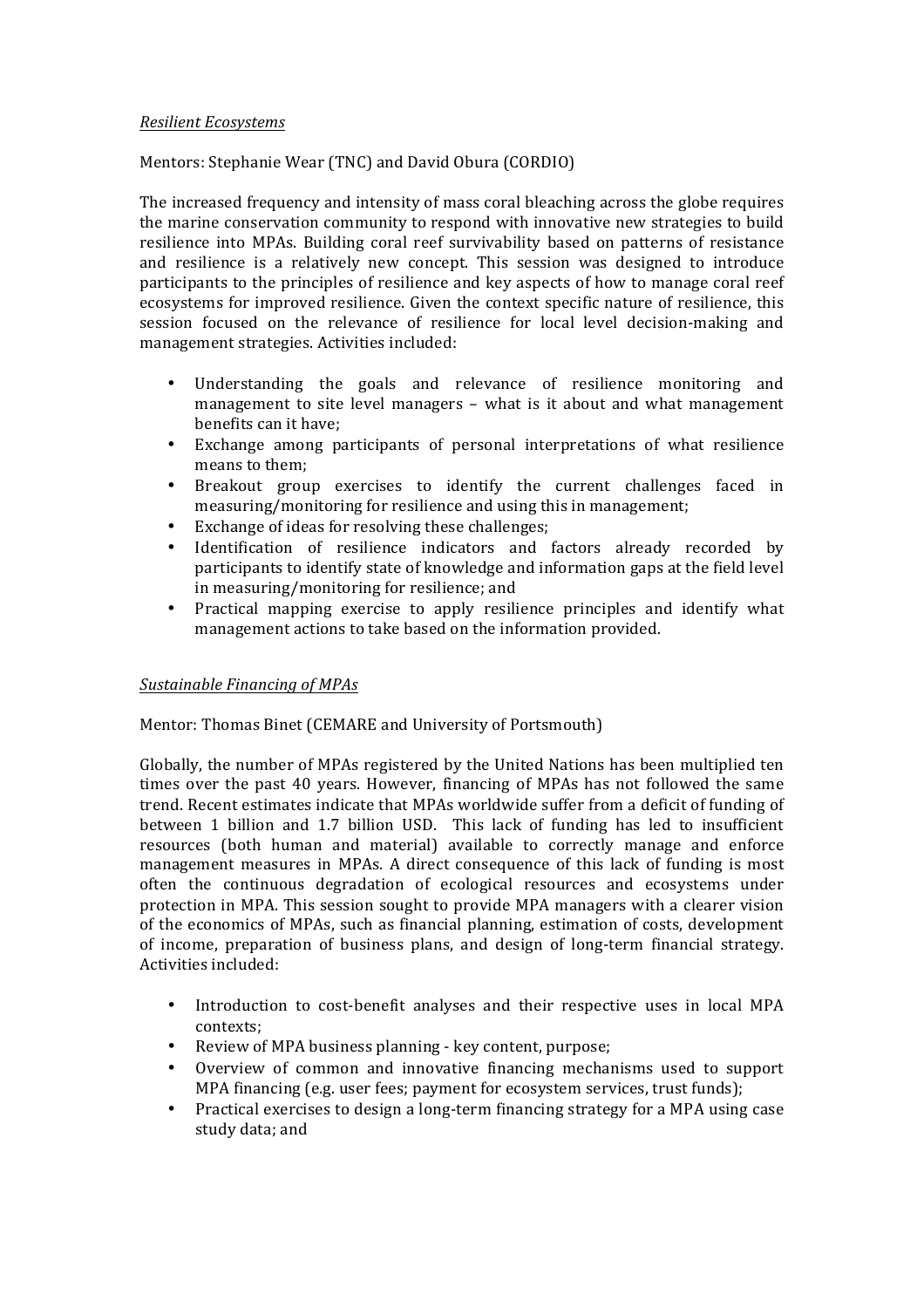*Resilient Ecosystems*

Mentors: Stephanie Wear (TNC) and David Obura (CORDIO)

The increased frequency and intensity of mass coral bleaching across the globe requires the marine conservation community to respond with innovative new strategies to build resilience into MPAs. Building coral reef survivability based on patterns of resistance and resilience is a relatively new concept. This session was designed to introduce participants to the principles of resilience and key aspects of how to manage coral reef ecosystems for improved resilience. Given the context specific nature of resilience, this session focused on the relevance of resilience for local level decision-making and management strategies. Activities included:

- Understanding the goals and relevance of resilience monitoring and management to site level managers – what is it about and what management benefits can it have;
- Exchange among participants of personal interpretations of what resilience means to them;
- Breakout group exercises to identify the current challenges faced in measuring/monitoring for resilience and using this in management;
- Exchange of ideas for resolving these challenges;
- Identification of resilience indicators and factors already recorded by participants to identify state of knowledge and information gaps at the field level in measuring/monitoring for resilience; and
- Practical mapping exercise to apply resilience principles and identify what management actions to take based on the information provided.

*Sustainable Financing of MPAs*

Mentor: Thomas Binet (CEMARE and University of Portsmouth)

Globally, the number of MPAs registered by the United Nations has been multiplied ten times over the past 40 years. However, financing of MPAs has not followed the same trend. Recent estimates indicate that MPAs worldwide suffer from a deficit of funding of between 1 billion and 1.7 billion USD. This lack of funding has led to insufficient resources (both human and material) available to correctly manage and enforce management measures in MPAs. A direct consequence of this lack of funding is most often the continuous degradation of ecological resources and ecosystems under protection in MPA. This session sought to provide MPA managers with a clearer vision of the economics of MPAs, such as financial planning, estimation of costs, development of income, preparation of business plans, and design of long-term financial strategy. Activities included:

- Introduction to cost-benefit analyses and their respective uses in local MPA contexts;
- Review of MPA business planning - key content, purpose;
- Overview of common and innovative financing mechanisms used to support MPA financing (e.g. user fees; payment for ecosystem services, trust funds);
- Practical exercises to design a long-term financing strategy for a MPA using case study data; and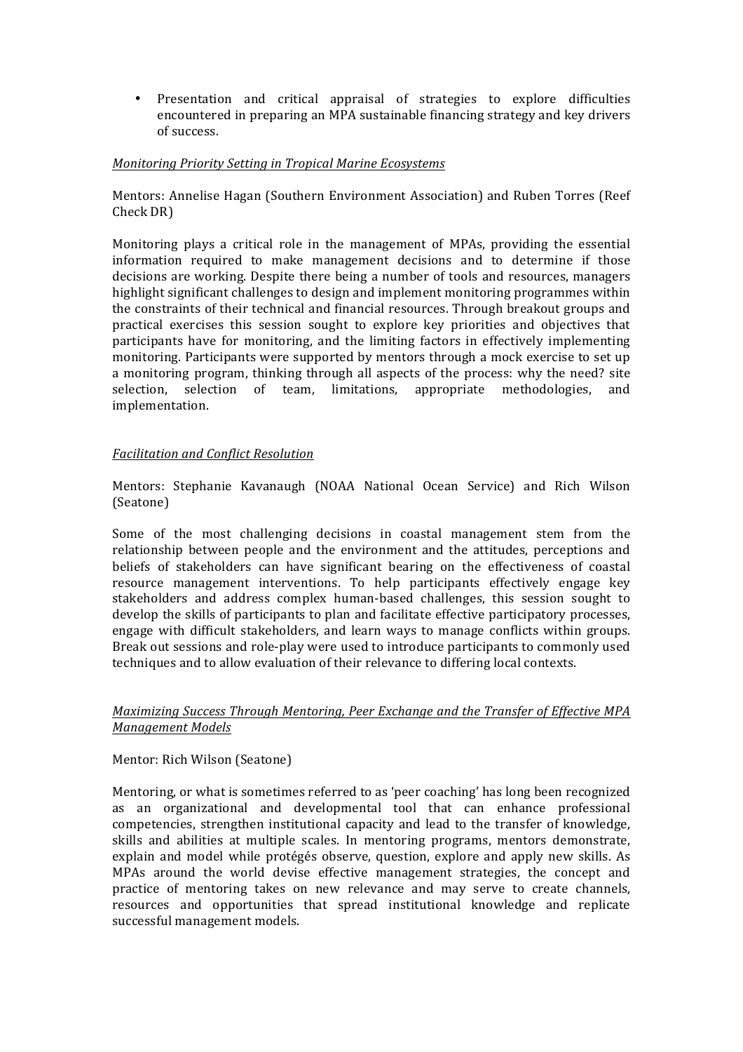- Presentation and critical appraisal of strategies to explore difficulties encountered in preparing an MPA sustainable financing strategy and key drivers of success.

*Monitoring Priority Setting in Tropical Marine Ecosystems*

Mentors: Annelise Hagan (Southern Environment Association) and Ruben Torres (Reef Check DR)

Monitoring plays a critical role in the management of MPAs, providing the essential information required to make management decisions and to determine if those decisions are working. Despite there being a number of tools and resources, managers highlight significant challenges to design and implement monitoring programmes within the constraints of their technical and financial resources. Through breakout groups and practical exercises this session sought to explore key priorities and objectives that participants have for monitoring, and the limiting factors in effectively implementing monitoring. Participants were supported by mentors through a mock exercise to set up a monitoring program, thinking through all aspects of the process: why the need? site selection, selection of team, limitations, appropriate methodologies, and implementation.

*Facilitation and Conflict Resolution*

Mentors: Stephanie Kavanaugh (NOAA National Ocean Service) and Rich Wilson (Seatone)

Some of the most challenging decisions in coastal management stem from the relationship between people and the environment and the attitudes, perceptions and beliefs of stakeholders can have significant bearing on the effectiveness of coastal resource management interventions. To help participants effectively engage key stakeholders and address complex human-based challenges, this session sought to develop the skills of participants to plan and facilitate effective participatory processes, engage with difficult stakeholders, and learn ways to manage conflicts within groups. Break out sessions and role-play were used to introduce participants to commonly used techniques and to allow evaluation of their relevance to differing local contexts.

*Maximizing Success Through Mentoring, Peer Exchange and the Transfer of Effective MPA Management Models*

Mentor: Rich Wilson (Seatone)

Mentoring, or what is sometimes referred to as 'peer coaching' has long been recognized as an organizational and developmental tool that can enhance professional competencies, strengthen institutional capacity and lead to the transfer of knowledge, skills and abilities at multiple scales. In mentoring programs, mentors demonstrate, explain and model while protégés observe, question, explore and apply new skills. As MPAs around the world devise effective management strategies, the concept and practice of mentoring takes on new relevance and may serve to create channels, resources and opportunities that spread institutional knowledge and replicate successful management models.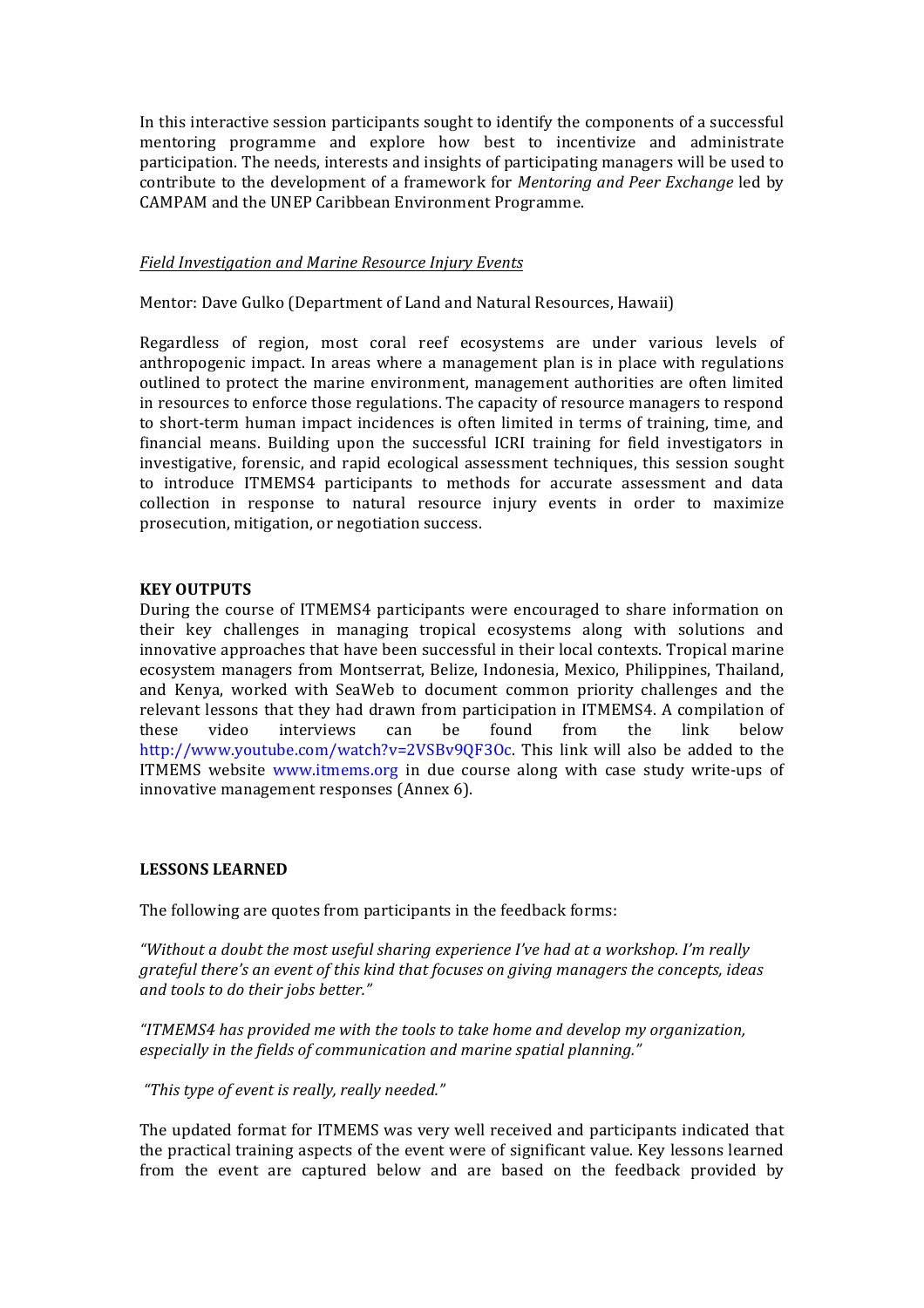In this interactive session participants sought to identify the components of a successful mentoring programme and explore how best to incentivize and administrate participation. The needs, interests and insights of participating managers will be used to contribute to the development of a framework for *Mentoring and Peer Exchange* led by CAMPAM and the UNEP Caribbean Environment Programme.

*Field Investigation and Marine Resource Injury Events*

Mentor: Dave Gulko (Department of Land and Natural Resources, Hawaii)

Regardless of region, most coral reef ecosystems are under various levels of anthropogenic impact. In areas where a management plan is in place with regulations outlined to protect the marine environment, management authorities are often limited in resources to enforce those regulations. The capacity of resource managers to respond to short-term human impact incidences is often limited in terms of training, time, and financial means. Building upon the successful ICRI training for field investigators in investigative, forensic, and rapid ecological assessment techniques, this session sought to introduce ITMEMS4 participants to methods for accurate assessment and data collection in response to natural resource injury events in order to maximize prosecution, mitigation, or negotiation success.

**KEY OUTPUTS**

During the course of ITMEMS4 participants were encouraged to share information on their key challenges in managing tropical ecosystems along with solutions and innovative approaches that have been successful in their local contexts. Tropical marine ecosystem managers from Montserrat, Belize, Indonesia, Mexico, Philippines, Thailand, and Kenya, worked with SeaWeb to document common priority challenges and the relevant lessons that they had drawn from participation in ITMEMS4. A compilation of these video interviews can be found from the link below http://www.youtube.com/watch?v=2VSBv9QF3Oc. This link will also be added to the ITMEMS website www.itmems.org in due course along with case study write-ups of innovative management responses (Annex 6).

**LESSONS LEARNED**

The following are quotes from participants in the feedback forms:

*"Without a doubt the most useful sharing experience I've had at a workshop. I'm really grateful there's an event of this kind that focuses on giving managers the concepts, ideas and tools to do their jobs better."*

*"ITMEMS4 has provided me with the tools to take home and develop my organization, especially in the fields of communication and marine spatial planning."*

*"This type of event is really, really needed."*

The updated format for ITMEMS was very well received and participants indicated that the practical training aspects of the event were of significant value. Key lessons learned from the event are captured below and are based on the feedback provided by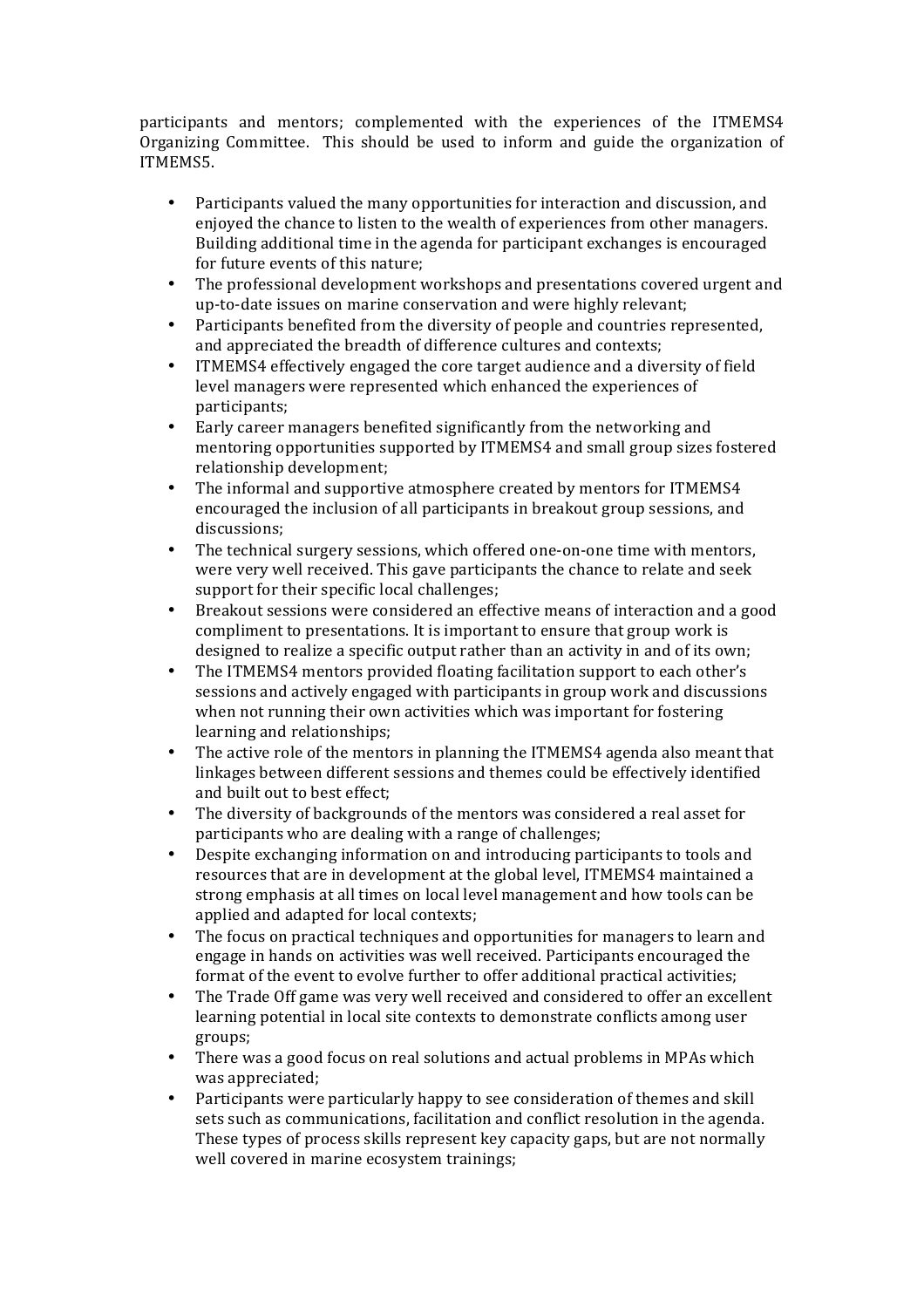participants and mentors; complemented with the experiences of the ITMEMS4 Organizing Committee. This should be used to inform and guide the organization of ITMEMS5.

- Participants valued the many opportunities for interaction and discussion, and enjoyed the chance to listen to the wealth of experiences from other managers. Building additional time in the agenda for participant exchanges is encouraged for future events of this nature;
- The professional development workshops and presentations covered urgent and up-to-date issues on marine conservation and were highly relevant;
- Participants benefited from the diversity of people and countries represented, and appreciated the breadth of difference cultures and contexts;
- ITMEMS4 effectively engaged the core target audience and a diversity of field level managers were represented which enhanced the experiences of participants;
- Early career managers benefited significantly from the networking and mentoring opportunities supported by ITMEMS4 and small group sizes fostered relationship development;
- The informal and supportive atmosphere created by mentors for ITMEMS4 encouraged the inclusion of all participants in breakout group sessions, and discussions;
- The technical surgery sessions, which offered one-on-one time with mentors, were very well received. This gave participants the chance to relate and seek support for their specific local challenges;
- Breakout sessions were considered an effective means of interaction and a good compliment to presentations. It is important to ensure that group work is designed to realize a specific output rather than an activity in and of its own;
- The ITMEMS4 mentors provided floating facilitation support to each other's sessions and actively engaged with participants in group work and discussions when not running their own activities which was important for fostering learning and relationships;
- The active role of the mentors in planning the ITMEMS4 agenda also meant that linkages between different sessions and themes could be effectively identified and built out to best effect;
- The diversity of backgrounds of the mentors was considered a real asset for participants who are dealing with a range of challenges;
- Despite exchanging information on and introducing participants to tools and resources that are in development at the global level, ITMEMS4 maintained a strong emphasis at all times on local level management and how tools can be applied and adapted for local contexts;
- The focus on practical techniques and opportunities for managers to learn and engage in hands on activities was well received. Participants encouraged the format of the event to evolve further to offer additional practical activities;
- The Trade Off game was very well received and considered to offer an excellent learning potential in local site contexts to demonstrate conflicts among user groups;
- There was a good focus on real solutions and actual problems in MPAs which was appreciated;
- Participants were particularly happy to see consideration of themes and skill sets such as communications, facilitation and conflict resolution in the agenda. These types of process skills represent key capacity gaps, but are not normally well covered in marine ecosystem trainings;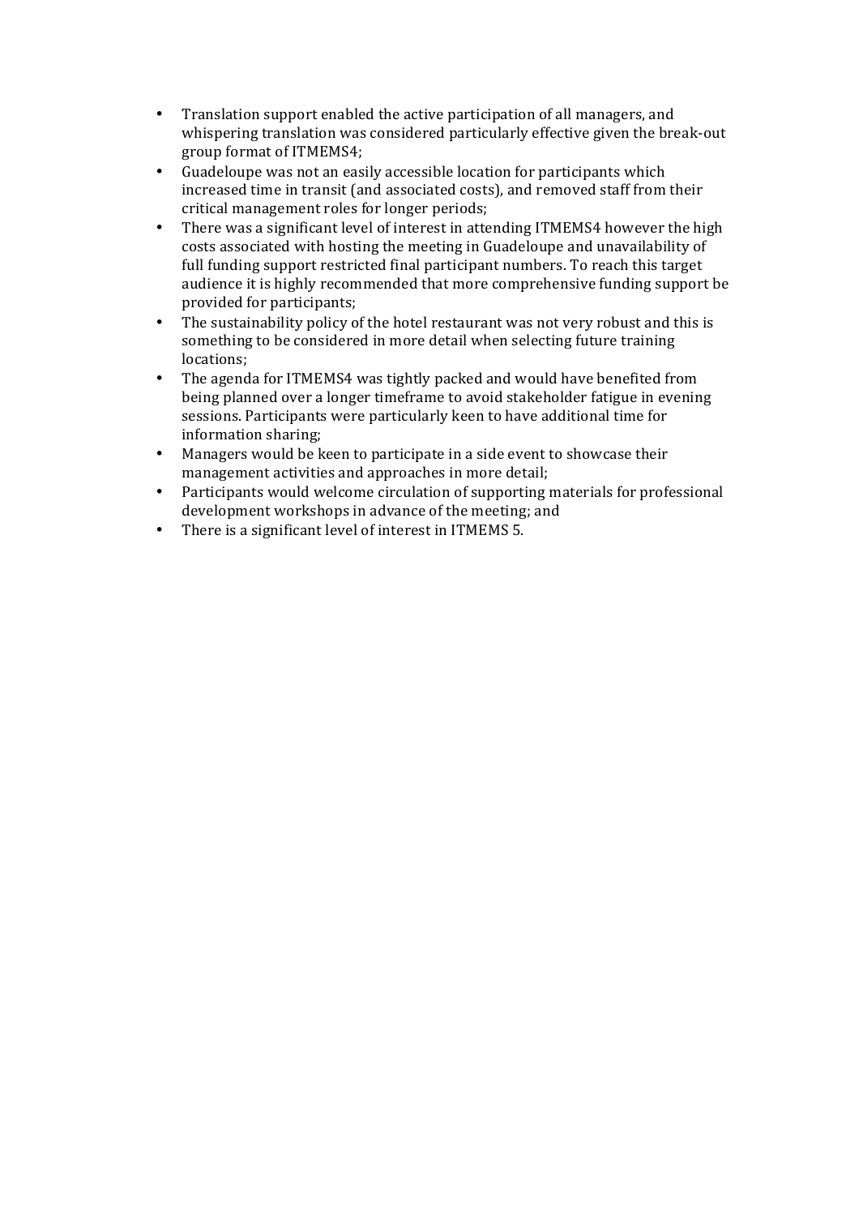- Translation support enabled the active participation of all managers, and whispering translation was considered particularly effective given the break-out group format of ITMEMS4;
- Guadeloupe was not an easily accessible location for participants which increased time in transit (and associated costs), and removed staff from their critical management roles for longer periods;
- There was a significant level of interest in attending ITMEMS4 however the high costs associated with hosting the meeting in Guadeloupe and unavailability of full funding support restricted final participant numbers. To reach this target audience it is highly recommended that more comprehensive funding support be provided for participants;
- The sustainability policy of the hotel restaurant was not very robust and this is something to be considered in more detail when selecting future training locations;
- The agenda for ITMEMS4 was tightly packed and would have benefited from being planned over a longer timeframe to avoid stakeholder fatigue in evening sessions. Participants were particularly keen to have additional time for information sharing;
- Managers would be keen to participate in a side event to showcase their management activities and approaches in more detail;
- Participants would welcome circulation of supporting materials for professional development workshops in advance of the meeting; and
- There is a significant level of interest in ITMEMS 5.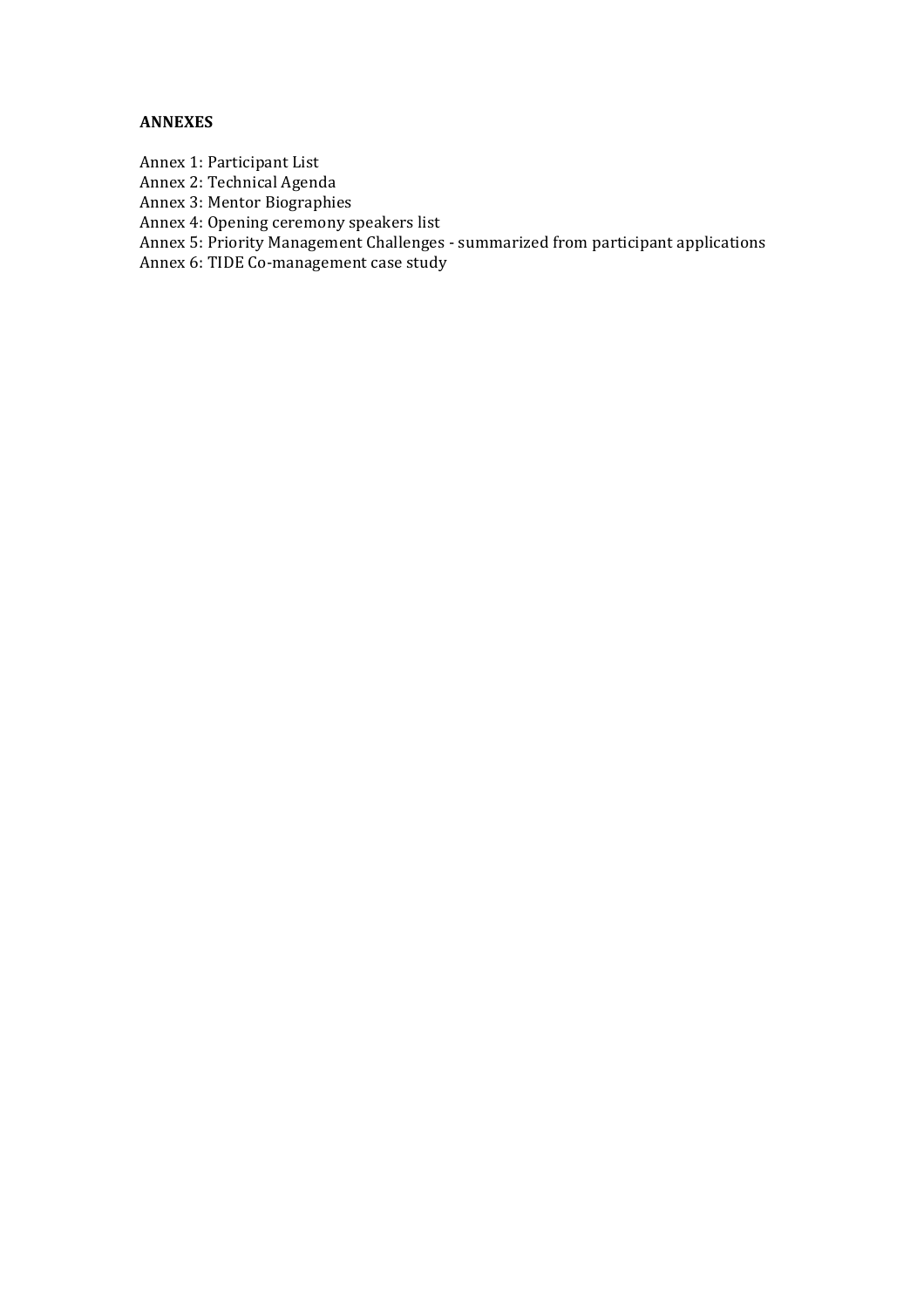**ANNEXES**

Annex 1: Participant List
Annex 2: Technical Agenda
Annex 3: Mentor Biographies
Annex 4: Opening ceremony speakers list
Annex 5: Priority Management Challenges - summarized from participant applications
Annex 6: TIDE Co-management case study